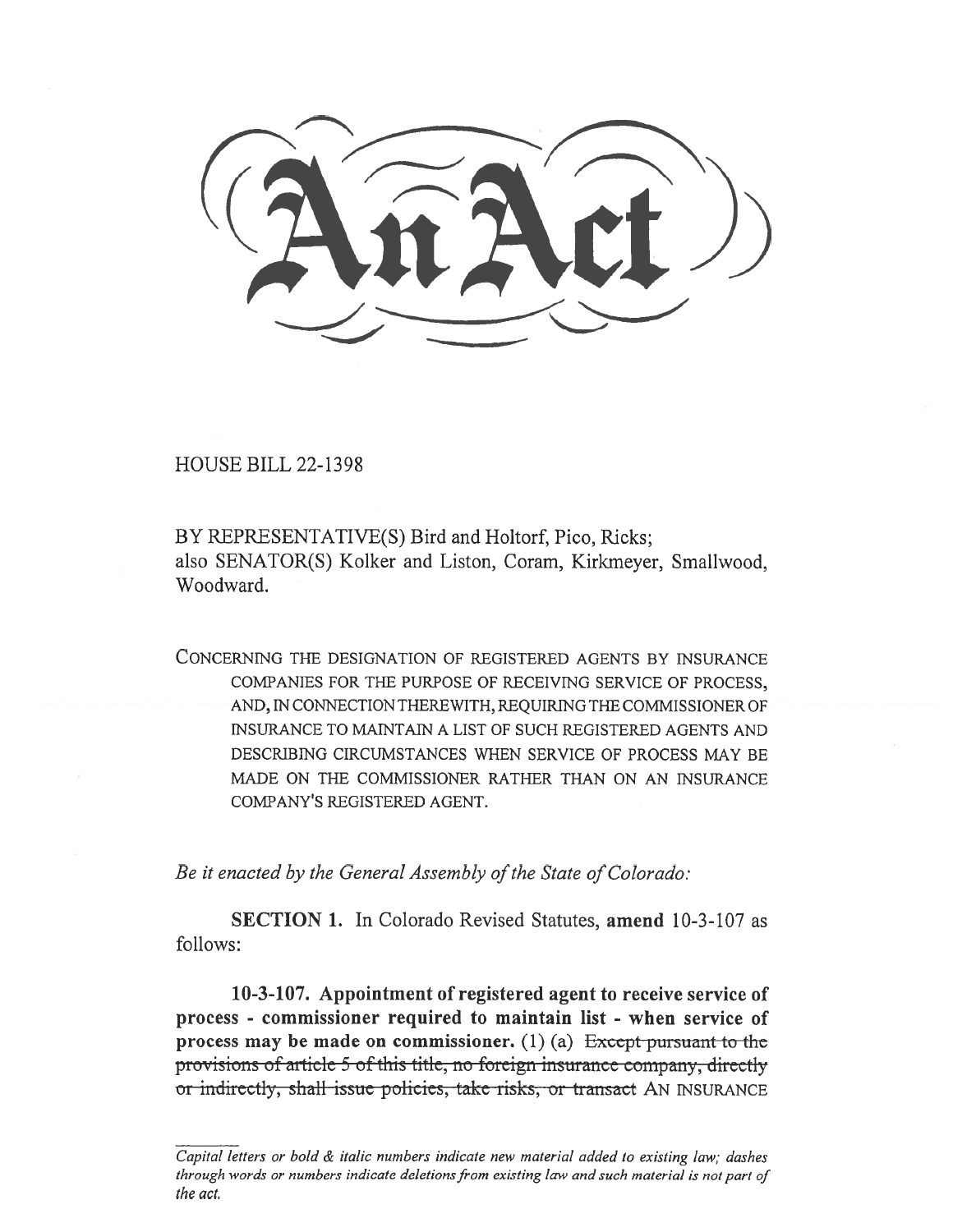# An Act

HOUSE BILL 22-1398

BY REPRESENTATIVE(S) Bird and Holtorf, Pico, Ricks;
also SENATOR(S) Kolker and Liston, Coram, Kirkmeyer, Smallwood, Woodward.

CONCERNING THE DESIGNATION OF REGISTERED AGENTS BY INSURANCE COMPANIES FOR THE PURPOSE OF RECEIVING SERVICE OF PROCESS, AND, IN CONNECTION THEREWITH, REQUIRING THE COMMISSIONER OF INSURANCE TO MAINTAIN A LIST OF SUCH REGISTERED AGENTS AND DESCRIBING CIRCUMSTANCES WHEN SERVICE OF PROCESS MAY BE MADE ON THE COMMISSIONER RATHER THAN ON AN INSURANCE COMPANY'S REGISTERED AGENT.

*Be it enacted by the General Assembly of the State of Colorado:*

**SECTION 1.** In Colorado Revised Statutes, **amend** 10-3-107 as follows:

**10-3-107. Appointment of registered agent to receive service of process - commissioner required to maintain list - when service of process may be made on commissioner.** (1) (a) ~~Except pursuant to the provisions of article 5 of this title, no foreign insurance company, directly or indirectly, shall issue policies, take risks, or transact~~ AN INSURANCE

*Capital letters or bold & italic numbers indicate new material added to existing law; dashes through words or numbers indicate deletions from existing law and such material is not part of the act.*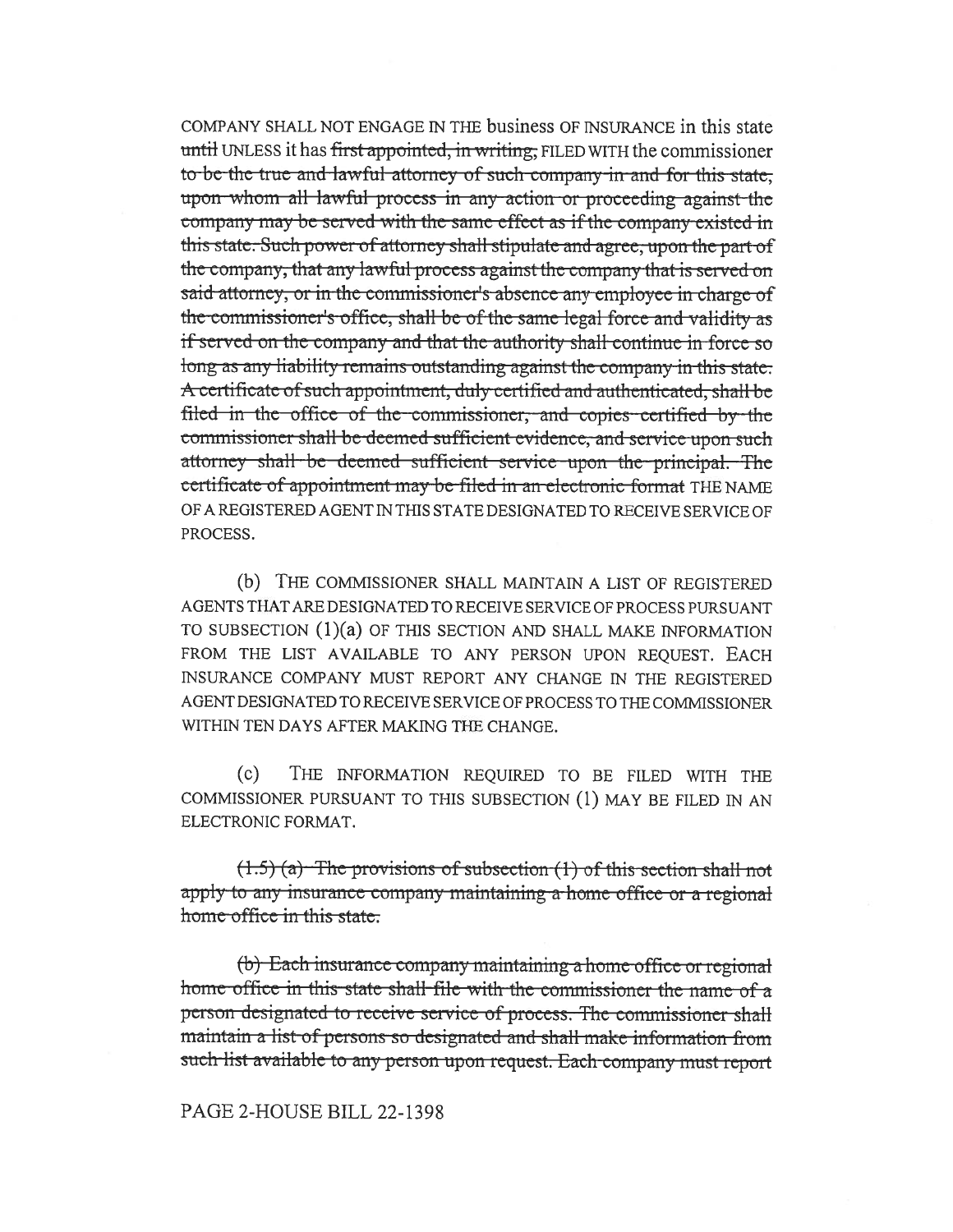COMPANY SHALL NOT ENGAGE IN THE business OF INSURANCE in this state ~~until~~ UNLESS it has ~~first appointed, in writing,~~ FILED WITH the commissioner ~~to be the true and lawful attorney of such company in and for this state, upon whom all lawful process in any action or proceeding against the company may be served with the same effect as if the company existed in this state. Such power of attorney shall stipulate and agree, upon the part of the company, that any lawful process against the company that is served on said attorney, or in the commissioner's absence any employee in charge of the commissioner's office, shall be of the same legal force and validity as if served on the company and that the authority shall continue in force so long as any liability remains outstanding against the company in this state. A certificate of such appointment, duly certified and authenticated, shall be filed in the office of the commissioner, and copies certified by the commissioner shall be deemed sufficient evidence, and service upon such attorney shall be deemed sufficient service upon the principal. The certificate of appointment may be filed in an electronic format~~ THE NAME OF A REGISTERED AGENT IN THIS STATE DESIGNATED TO RECEIVE SERVICE OF PROCESS.

(b) THE COMMISSIONER SHALL MAINTAIN A LIST OF REGISTERED AGENTS THAT ARE DESIGNATED TO RECEIVE SERVICE OF PROCESS PURSUANT TO SUBSECTION (1)(a) OF THIS SECTION AND SHALL MAKE INFORMATION FROM THE LIST AVAILABLE TO ANY PERSON UPON REQUEST. EACH INSURANCE COMPANY MUST REPORT ANY CHANGE IN THE REGISTERED AGENT DESIGNATED TO RECEIVE SERVICE OF PROCESS TO THE COMMISSIONER WITHIN TEN DAYS AFTER MAKING THE CHANGE.

(c) THE INFORMATION REQUIRED TO BE FILED WITH THE COMMISSIONER PURSUANT TO THIS SUBSECTION (1) MAY BE FILED IN AN ELECTRONIC FORMAT.

~~(1.5) (a) The provisions of subsection (1) of this section shall not apply to any insurance company maintaining a home office or a regional home office in this state.~~

~~(b) Each insurance company maintaining a home office or regional home office in this state shall file with the commissioner the name of a person designated to receive service of process. The commissioner shall maintain a list of persons so designated and shall make information from such list available to any person upon request. Each company must report~~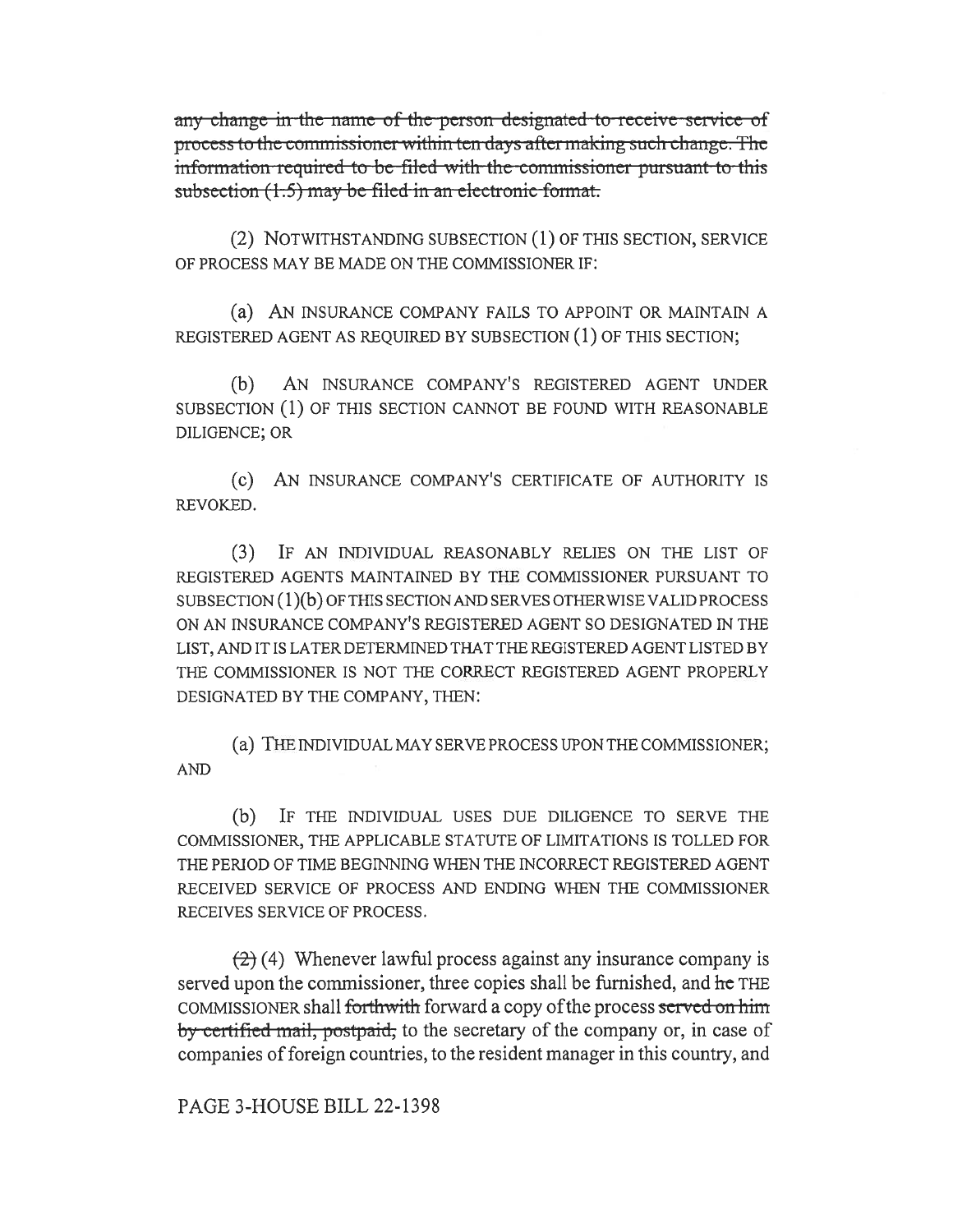~~any change in the name of the person designated to receive service of process to the commissioner within ten days after making such change. The information required to be filed with the commissioner pursuant to this subsection (1.5) may be filed in an electronic format.~~

(2) NOTWITHSTANDING SUBSECTION (1) OF THIS SECTION, SERVICE OF PROCESS MAY BE MADE ON THE COMMISSIONER IF:

(a) AN INSURANCE COMPANY FAILS TO APPOINT OR MAINTAIN A REGISTERED AGENT AS REQUIRED BY SUBSECTION (1) OF THIS SECTION;

(b) AN INSURANCE COMPANY'S REGISTERED AGENT UNDER SUBSECTION (1) OF THIS SECTION CANNOT BE FOUND WITH REASONABLE DILIGENCE; OR

(c) AN INSURANCE COMPANY'S CERTIFICATE OF AUTHORITY IS REVOKED.

(3) IF AN INDIVIDUAL REASONABLY RELIES ON THE LIST OF REGISTERED AGENTS MAINTAINED BY THE COMMISSIONER PURSUANT TO SUBSECTION (1)(b) OF THIS SECTION AND SERVES OTHERWISE VALID PROCESS ON AN INSURANCE COMPANY'S REGISTERED AGENT SO DESIGNATED IN THE LIST, AND IT IS LATER DETERMINED THAT THE REGISTERED AGENT LISTED BY THE COMMISSIONER IS NOT THE CORRECT REGISTERED AGENT PROPERLY DESIGNATED BY THE COMPANY, THEN:

(a) THE INDIVIDUAL MAY SERVE PROCESS UPON THE COMMISSIONER; AND

(b) IF THE INDIVIDUAL USES DUE DILIGENCE TO SERVE THE COMMISSIONER, THE APPLICABLE STATUTE OF LIMITATIONS IS TOLLED FOR THE PERIOD OF TIME BEGINNING WHEN THE INCORRECT REGISTERED AGENT RECEIVED SERVICE OF PROCESS AND ENDING WHEN THE COMMISSIONER RECEIVES SERVICE OF PROCESS.

~~(2)~~ (4) Whenever lawful process against any insurance company is served upon the commissioner, three copies shall be furnished, and ~~he~~ THE COMMISSIONER shall ~~forthwith~~ forward a copy of the process ~~served on him by certified mail, postpaid,~~ to the secretary of the company or, in case of companies of foreign countries, to the resident manager in this country, and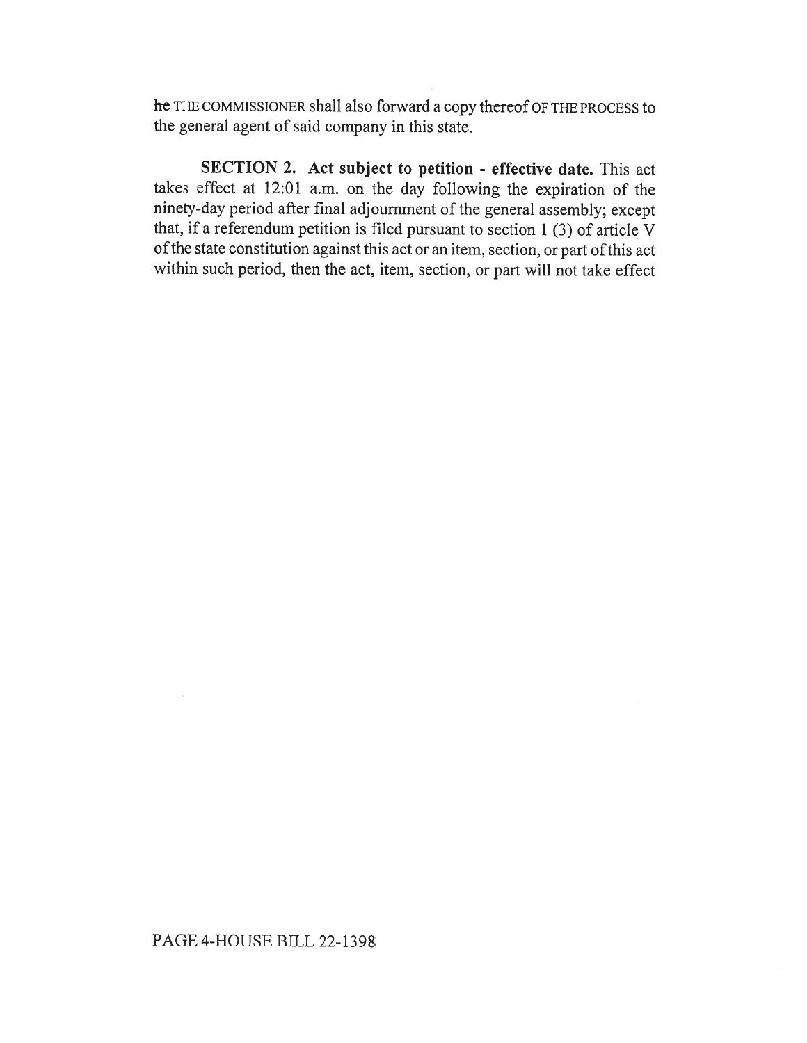~~he~~ THE COMMISSIONER shall also forward a copy ~~thereof~~ OF THE PROCESS to the general agent of said company in this state.

**SECTION 2. Act subject to petition - effective date.** This act takes effect at 12:01 a.m. on the day following the expiration of the ninety-day period after final adjournment of the general assembly; except that, if a referendum petition is filed pursuant to section 1 (3) of article V of the state constitution against this act or an item, section, or part of this act within such period, then the act, item, section, or part will not take effect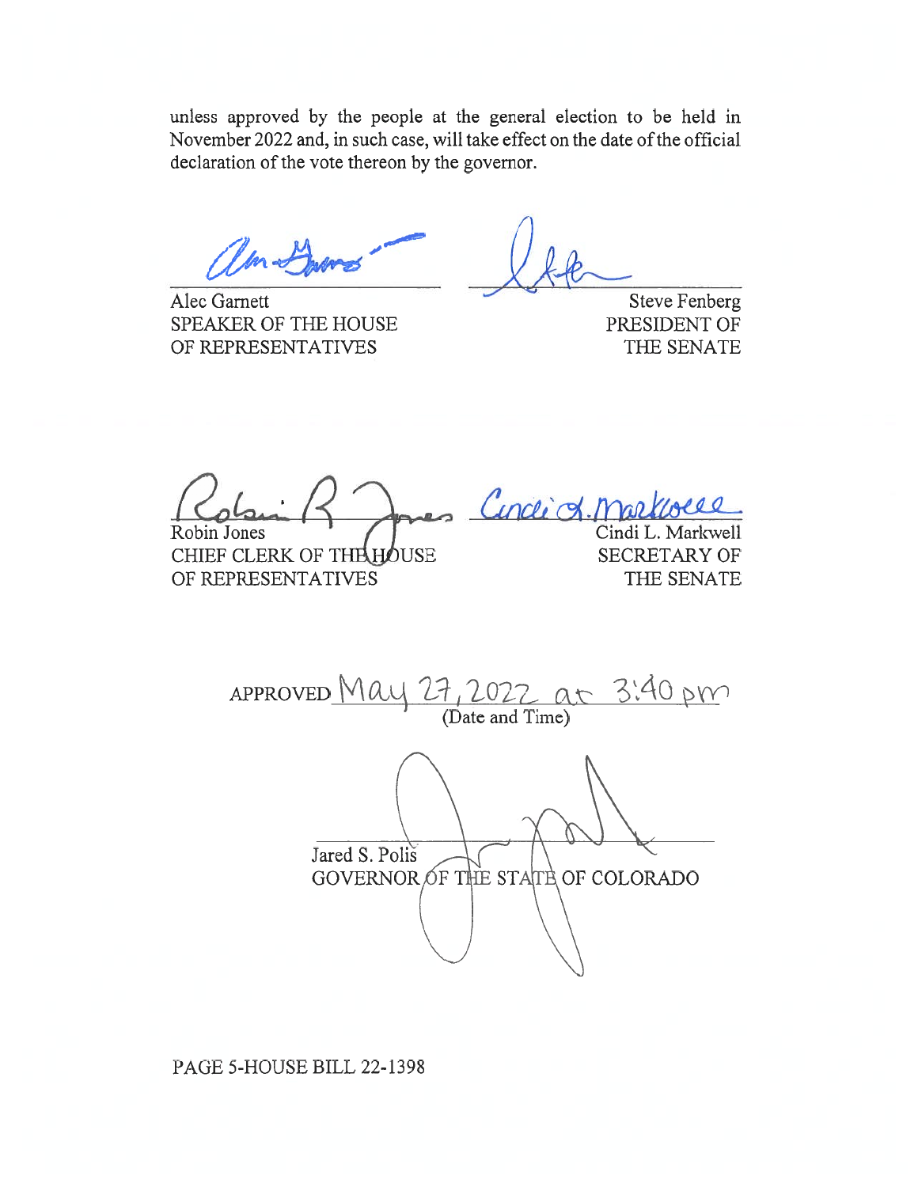unless approved by the people at the general election to be held in November 2022 and, in such case, will take effect on the date of the official declaration of the vote thereon by the governor.

| | |
|---|---|
| Alec Garnett<br>SPEAKER OF THE HOUSE<br>OF REPRESENTATIVES | Steve Fenberg<br>PRESIDENT OF<br>THE SENATE |
| Robin Jones<br>CHIEF CLERK OF THE HOUSE<br>OF REPRESENTATIVES | Cindi L. Markwell<br>SECRETARY OF<br>THE SENATE |

APPROVED May 27, 2022 at 3:40 pm
(Date and Time)

Jared S. Polis
GOVERNOR OF THE STATE OF COLORADO

PAGE 5-HOUSE BILL 22-1398